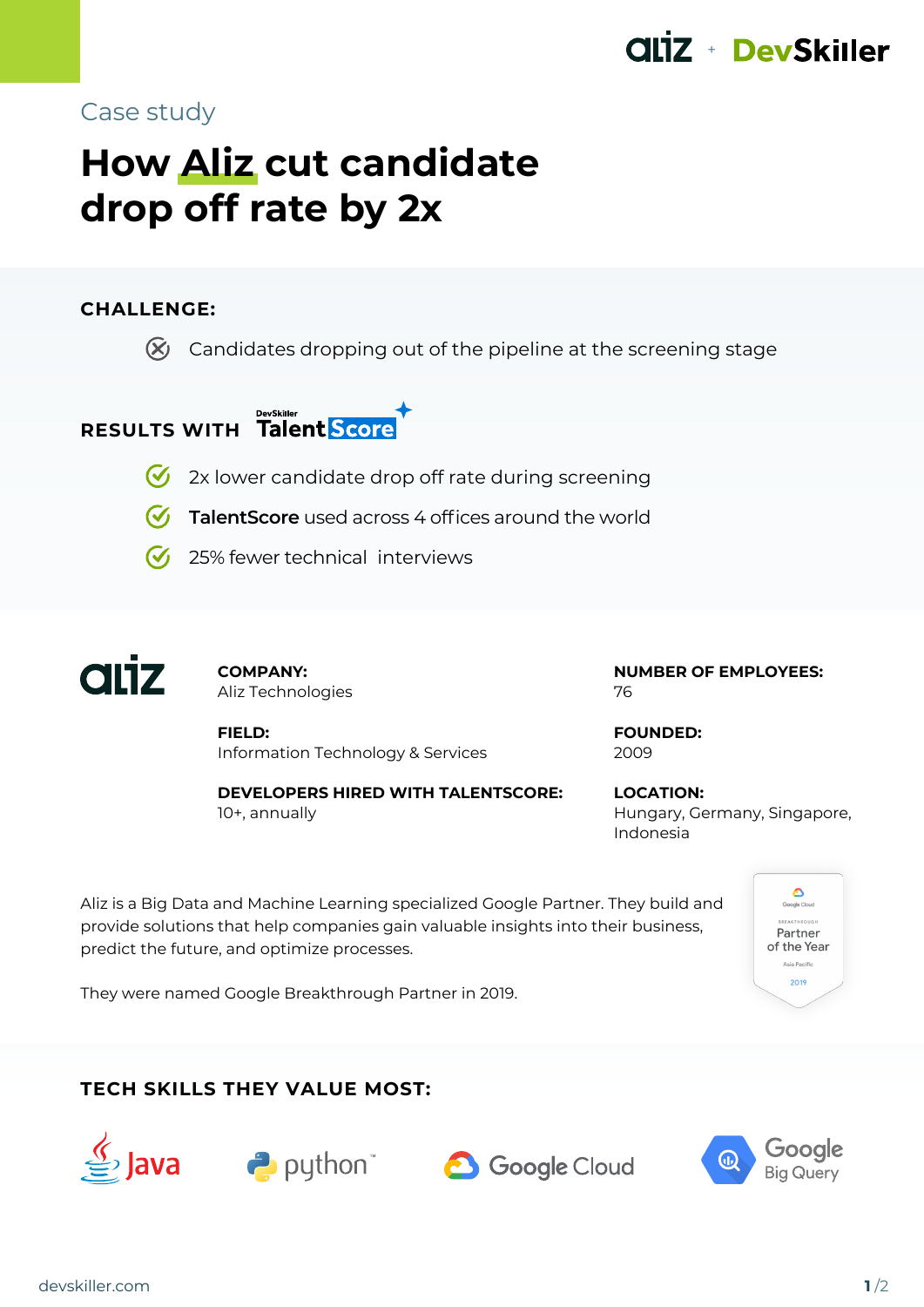Case study

# How Aliz cut candidate drop off rate by 2x

## CHALLENGE:

- Candidates dropping out of the pipeline at the screening stage

## RESULTS WITH DevSkiller TalentScore

- 2x lower candidate drop off rate during screening
- **TalentScore** used across 4 offices around the world
- 25% fewer technical interviews

**COMPANY:**
Aliz Technologies

**NUMBER OF EMPLOYEES:**
76

**FIELD:**
Information Technology & Services

**FOUNDED:**
2009

**DEVELOPERS HIRED WITH TALENTSCORE:**
10+, annually

**LOCATION:**
Hungary, Germany, Singapore, Indonesia

Aliz is a Big Data and Machine Learning specialized Google Partner. They build and provide solutions that help companies gain valuable insights into their business, predict the future, and optimize processes.

They were named Google Breakthrough Partner in 2019.

Google Cloud Breakthrough Partner of the Year Asia Pacific 2019

## TECH SKILLS THEY VALUE MOST:

Java, python, Google Cloud, Google Big Query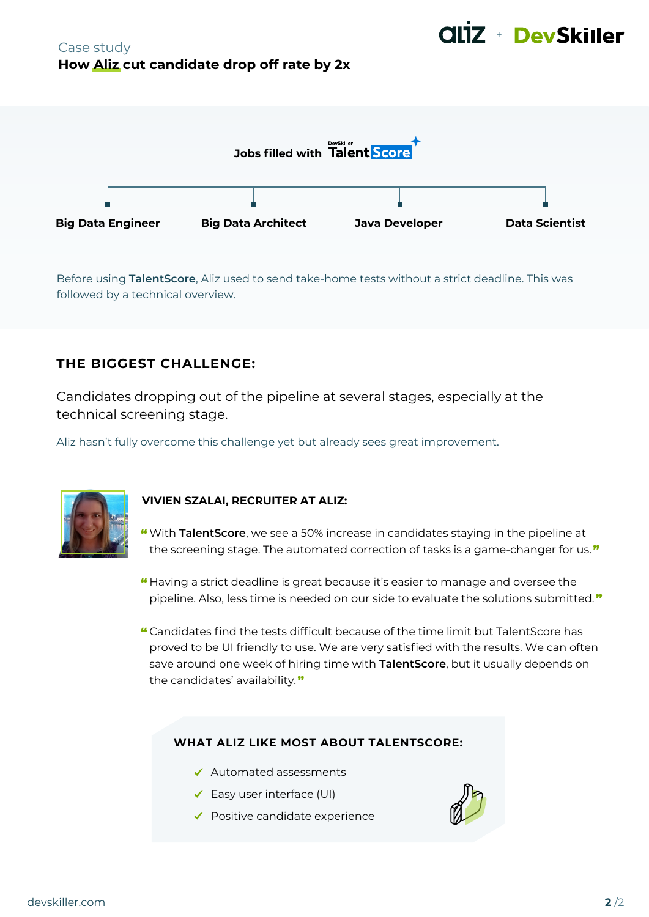Case study

# How Aliz cut candidate drop off rate by 2x

Jobs filled with TalentScore

- Big Data Engineer
- Big Data Architect
- Java Developer
- Data Scientist

Before using **TalentScore**, Aliz used to send take-home tests without a strict deadline. This was followed by a technical overview.

## THE BIGGEST CHALLENGE:

Candidates dropping out of the pipeline at several stages, especially at the technical screening stage.

Aliz hasn't fully overcome this challenge yet but already sees great improvement.

**VIVIEN SZALAI, RECRUITER AT ALIZ:**

"With **TalentScore**, we see a 50% increase in candidates staying in the pipeline at the screening stage. The automated correction of tasks is a game-changer for us."

"Having a strict deadline is great because it's easier to manage and oversee the pipeline. Also, less time is needed on our side to evaluate the solutions submitted."

"Candidates find the tests difficult because of the time limit but TalentScore has proved to be UI friendly to use. We are very satisfied with the results. We can often save around one week of hiring time with **TalentScore**, but it usually depends on the candidates' availability."

**WHAT ALIZ LIKE MOST ABOUT TALENTSCORE:**

- ✓ Automated assessments
- ✓ Easy user interface (UI)
- ✓ Positive candidate experience